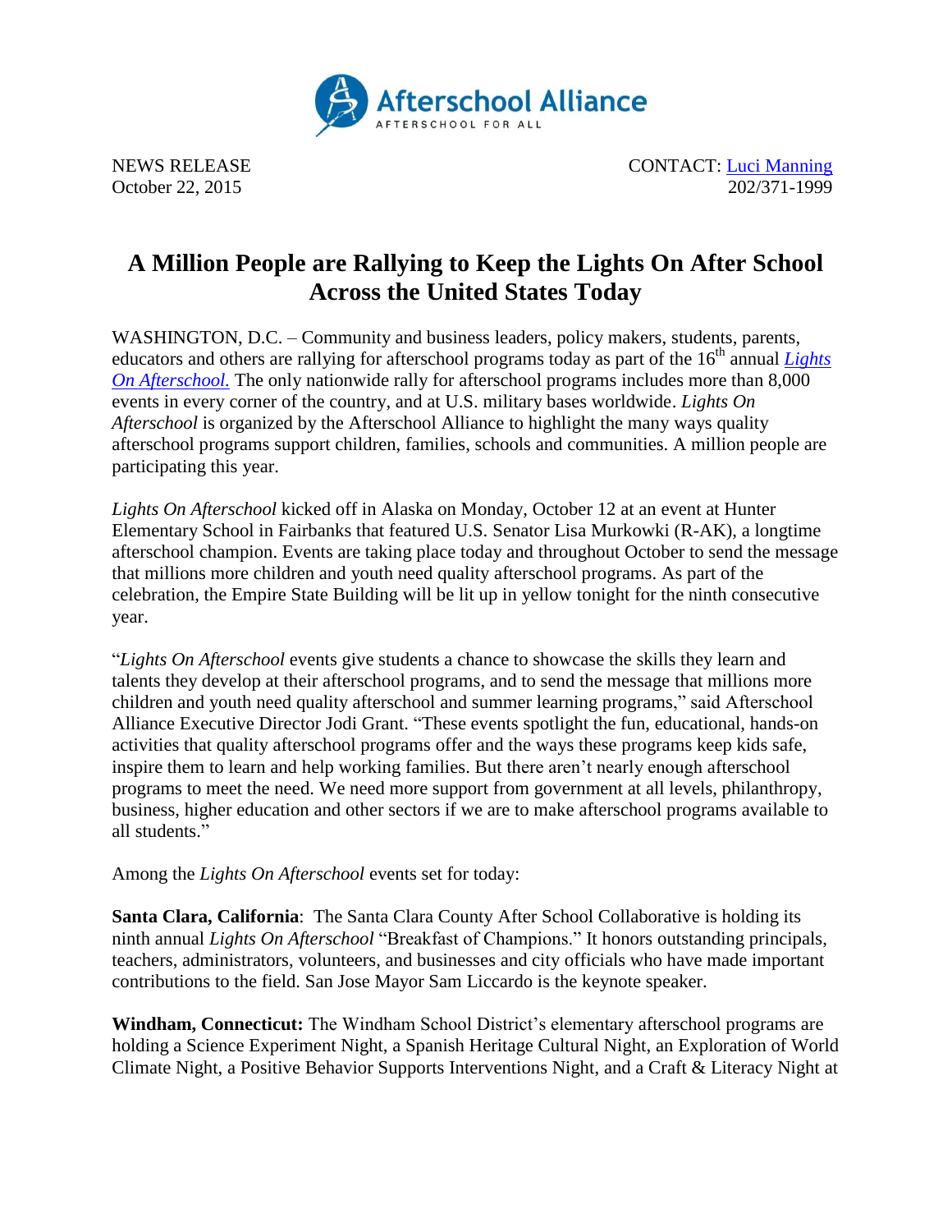Afterschool Alliance
AFTERSCHOOL FOR ALL

NEWS RELEASE
October 22, 2015

CONTACT: [Luci Manning](#)
202/371-1999

# A Million People are Rallying to Keep the Lights On After School Across the United States Today

WASHINGTON, D.C. – Community and business leaders, policy makers, students, parents, educators and others are rallying for afterschool programs today as part of the 16th annual [*Lights On Afterschool.*](#) The only nationwide rally for afterschool programs includes more than 8,000 events in every corner of the country, and at U.S. military bases worldwide. *Lights On Afterschool* is organized by the Afterschool Alliance to highlight the many ways quality afterschool programs support children, families, schools and communities. A million people are participating this year.

*Lights On Afterschool* kicked off in Alaska on Monday, October 12 at an event at Hunter Elementary School in Fairbanks that featured U.S. Senator Lisa Murkowki (R-AK), a longtime afterschool champion. Events are taking place today and throughout October to send the message that millions more children and youth need quality afterschool programs. As part of the celebration, the Empire State Building will be lit up in yellow tonight for the ninth consecutive year.

"*Lights On Afterschool* events give students a chance to showcase the skills they learn and talents they develop at their afterschool programs, and to send the message that millions more children and youth need quality afterschool and summer learning programs," said Afterschool Alliance Executive Director Jodi Grant. "These events spotlight the fun, educational, hands-on activities that quality afterschool programs offer and the ways these programs keep kids safe, inspire them to learn and help working families. But there aren't nearly enough afterschool programs to meet the need. We need more support from government at all levels, philanthropy, business, higher education and other sectors if we are to make afterschool programs available to all students."

Among the *Lights On Afterschool* events set for today:

**Santa Clara, California**: The Santa Clara County After School Collaborative is holding its ninth annual *Lights On Afterschool* "Breakfast of Champions." It honors outstanding principals, teachers, administrators, volunteers, and businesses and city officials who have made important contributions to the field. San Jose Mayor Sam Liccardo is the keynote speaker.

**Windham, Connecticut:** The Windham School District's elementary afterschool programs are holding a Science Experiment Night, a Spanish Heritage Cultural Night, an Exploration of World Climate Night, a Positive Behavior Supports Interventions Night, and a Craft & Literacy Night at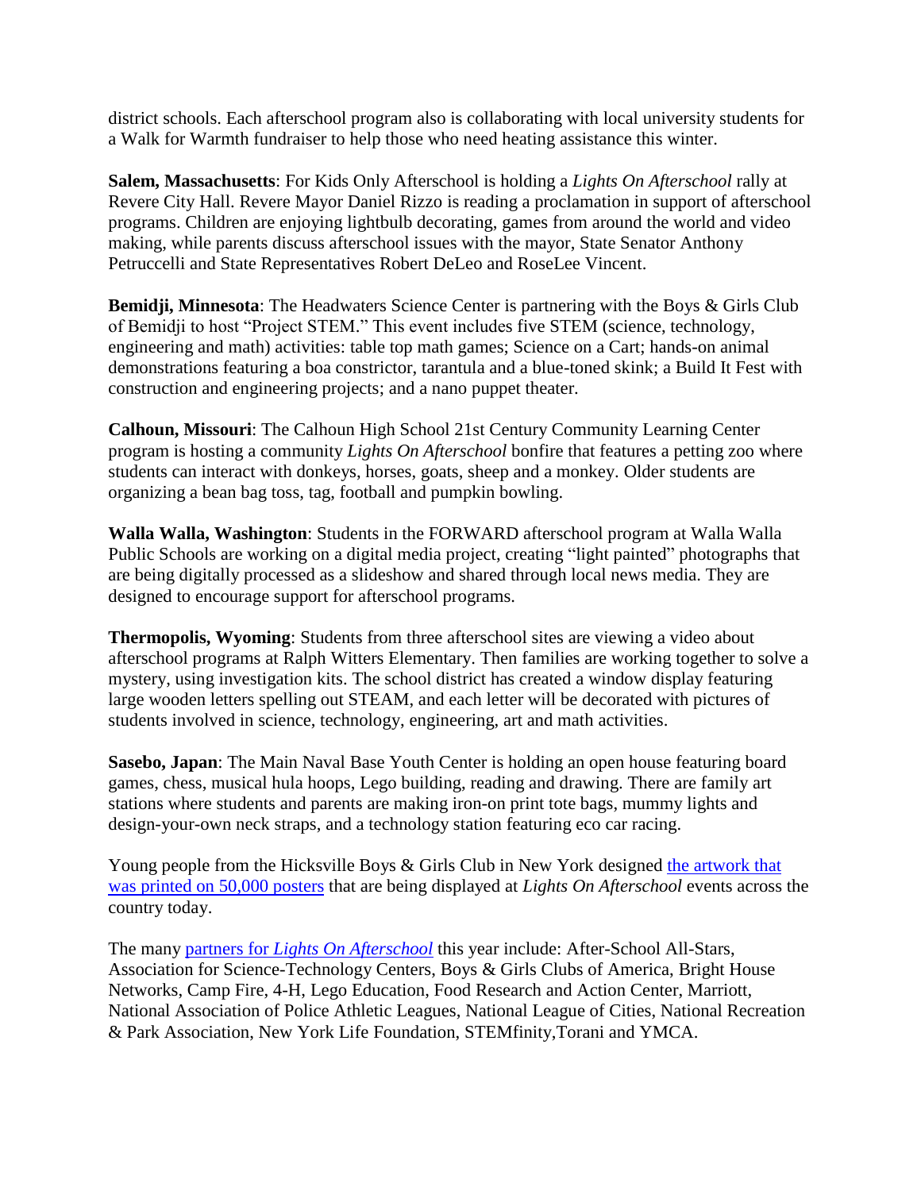district schools. Each afterschool program also is collaborating with local university students for a Walk for Warmth fundraiser to help those who need heating assistance this winter.

**Salem, Massachusetts**: For Kids Only Afterschool is holding a *Lights On Afterschool* rally at Revere City Hall. Revere Mayor Daniel Rizzo is reading a proclamation in support of afterschool programs. Children are enjoying lightbulb decorating, games from around the world and video making, while parents discuss afterschool issues with the mayor, State Senator Anthony Petruccelli and State Representatives Robert DeLeo and RoseLee Vincent.

**Bemidji, Minnesota**: The Headwaters Science Center is partnering with the Boys & Girls Club of Bemidji to host "Project STEM." This event includes five STEM (science, technology, engineering and math) activities: table top math games; Science on a Cart; hands-on animal demonstrations featuring a boa constrictor, tarantula and a blue-toned skink; a Build It Fest with construction and engineering projects; and a nano puppet theater.

**Calhoun, Missouri**: The Calhoun High School 21st Century Community Learning Center program is hosting a community *Lights On Afterschool* bonfire that features a petting zoo where students can interact with donkeys, horses, goats, sheep and a monkey. Older students are organizing a bean bag toss, tag, football and pumpkin bowling.

**Walla Walla, Washington**: Students in the FORWARD afterschool program at Walla Walla Public Schools are working on a digital media project, creating "light painted" photographs that are being digitally processed as a slideshow and shared through local news media. They are designed to encourage support for afterschool programs.

**Thermopolis, Wyoming**: Students from three afterschool sites are viewing a video about afterschool programs at Ralph Witters Elementary. Then families are working together to solve a mystery, using investigation kits. The school district has created a window display featuring large wooden letters spelling out STEAM, and each letter will be decorated with pictures of students involved in science, technology, engineering, art and math activities.

**Sasebo, Japan**: The Main Naval Base Youth Center is holding an open house featuring board games, chess, musical hula hoops, Lego building, reading and drawing. There are family art stations where students and parents are making iron-on print tote bags, mummy lights and design-your-own neck straps, and a technology station featuring eco car racing.

Young people from the Hicksville Boys & Girls Club in New York designed the artwork that was printed on 50,000 posters that are being displayed at *Lights On Afterschool* events across the country today.

The many partners for *Lights On Afterschool* this year include: After-School All-Stars, Association for Science-Technology Centers, Boys & Girls Clubs of America, Bright House Networks, Camp Fire, 4-H, Lego Education, Food Research and Action Center, Marriott, National Association of Police Athletic Leagues, National League of Cities, National Recreation & Park Association, New York Life Foundation, STEMfinity,Torani and YMCA.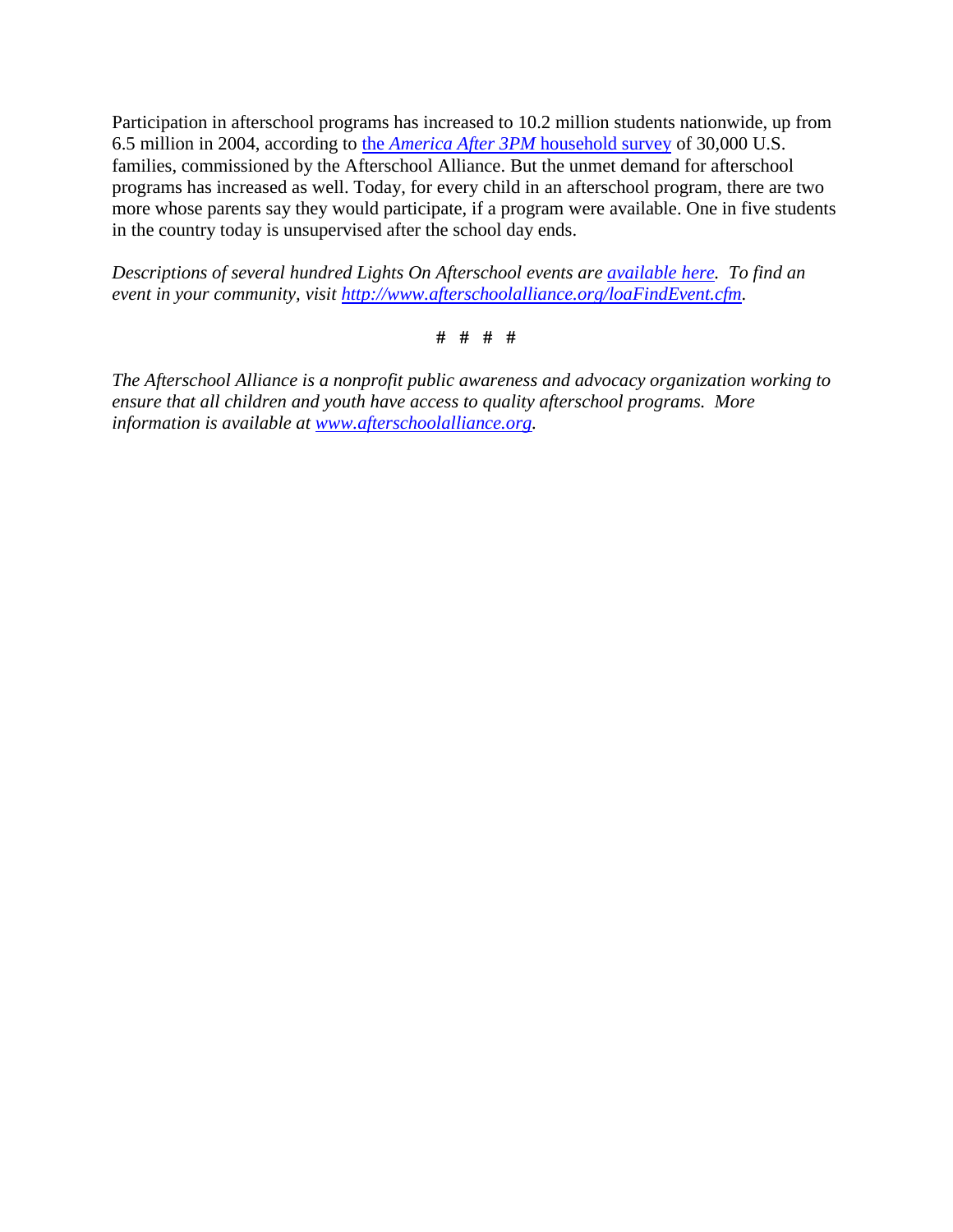Participation in afterschool programs has increased to 10.2 million students nationwide, up from 6.5 million in 2004, according to [the *America After 3PM* household survey]() of 30,000 U.S. families, commissioned by the Afterschool Alliance. But the unmet demand for afterschool programs has increased as well. Today, for every child in an afterschool program, there are two more whose parents say they would participate, if a program were available. One in five students in the country today is unsupervised after the school day ends.

*Descriptions of several hundred Lights On Afterschool events are [available here](). To find an event in your community, visit [http://www.afterschoolalliance.org/loaFindEvent.cfm](http://www.afterschoolalliance.org/loaFindEvent.cfm).*

# # # #

*The Afterschool Alliance is a nonprofit public awareness and advocacy organization working to ensure that all children and youth have access to quality afterschool programs. More information is available at [www.afterschoolalliance.org](http://www.afterschoolalliance.org).*